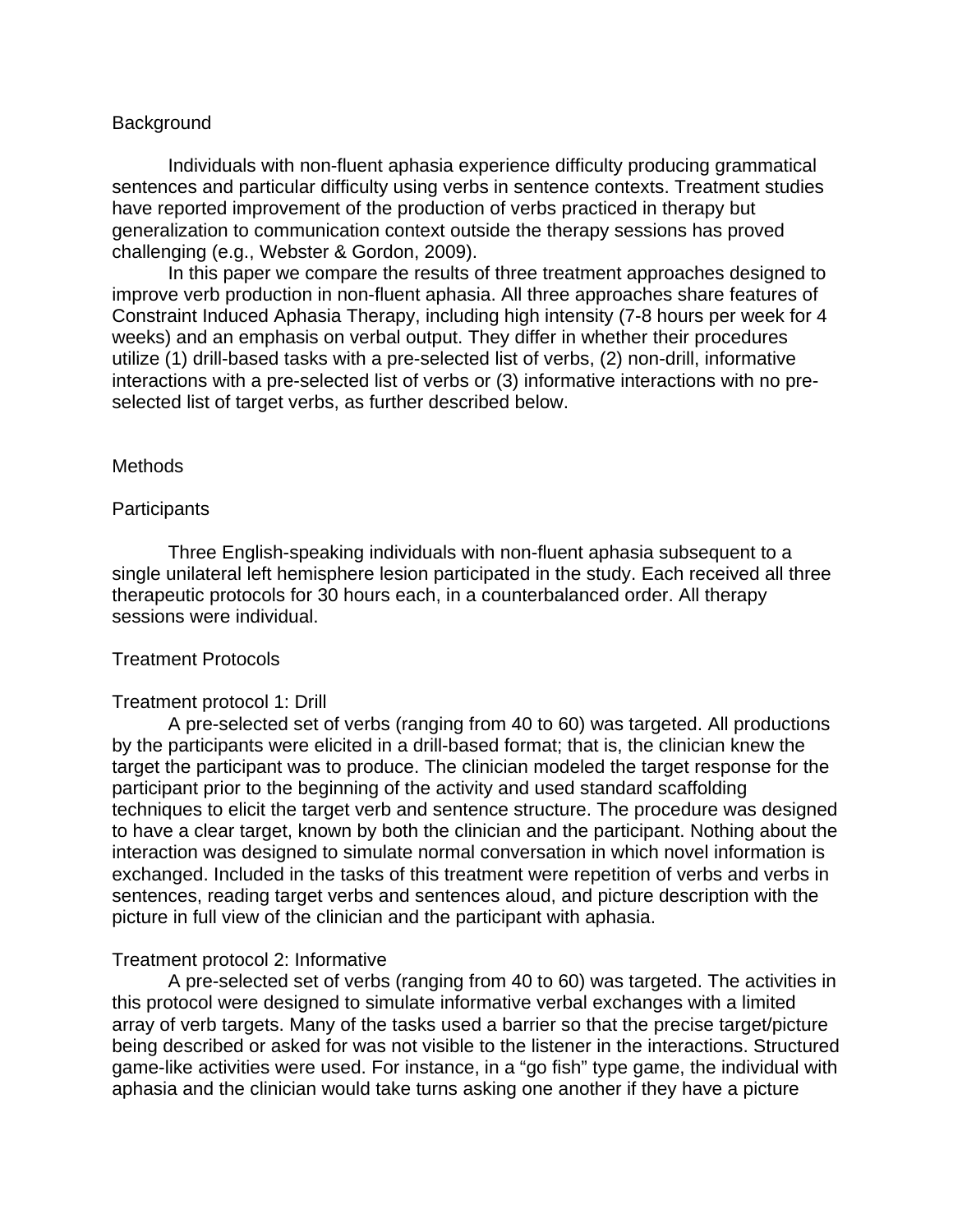## Background

Individuals with non-fluent aphasia experience difficulty producing grammatical sentences and particular difficulty using verbs in sentence contexts. Treatment studies have reported improvement of the production of verbs practiced in therapy but generalization to communication context outside the therapy sessions has proved challenging (e.g., Webster & Gordon, 2009).

In this paper we compare the results of three treatment approaches designed to improve verb production in non-fluent aphasia. All three approaches share features of Constraint Induced Aphasia Therapy, including high intensity (7-8 hours per week for 4 weeks) and an emphasis on verbal output. They differ in whether their procedures utilize (1) drill-based tasks with a pre-selected list of verbs, (2) non-drill, informative interactions with a pre-selected list of verbs or (3) informative interactions with no pre-selected list of target verbs, as further described below.

## Methods

### Participants

Three English-speaking individuals with non-fluent aphasia subsequent to a single unilateral left hemisphere lesion participated in the study. Each received all three therapeutic protocols for 30 hours each, in a counterbalanced order. All therapy sessions were individual.

### Treatment Protocols

#### Treatment protocol 1: Drill

A pre-selected set of verbs (ranging from 40 to 60) was targeted. All productions by the participants were elicited in a drill-based format; that is, the clinician knew the target the participant was to produce. The clinician modeled the target response for the participant prior to the beginning of the activity and used standard scaffolding techniques to elicit the target verb and sentence structure. The procedure was designed to have a clear target, known by both the clinician and the participant. Nothing about the interaction was designed to simulate normal conversation in which novel information is exchanged. Included in the tasks of this treatment were repetition of verbs and verbs in sentences, reading target verbs and sentences aloud, and picture description with the picture in full view of the clinician and the participant with aphasia.

#### Treatment protocol 2: Informative

A pre-selected set of verbs (ranging from 40 to 60) was targeted. The activities in this protocol were designed to simulate informative verbal exchanges with a limited array of verb targets. Many of the tasks used a barrier so that the precise target/picture being described or asked for was not visible to the listener in the interactions. Structured game-like activities were used. For instance, in a "go fish" type game, the individual with aphasia and the clinician would take turns asking one another if they have a picture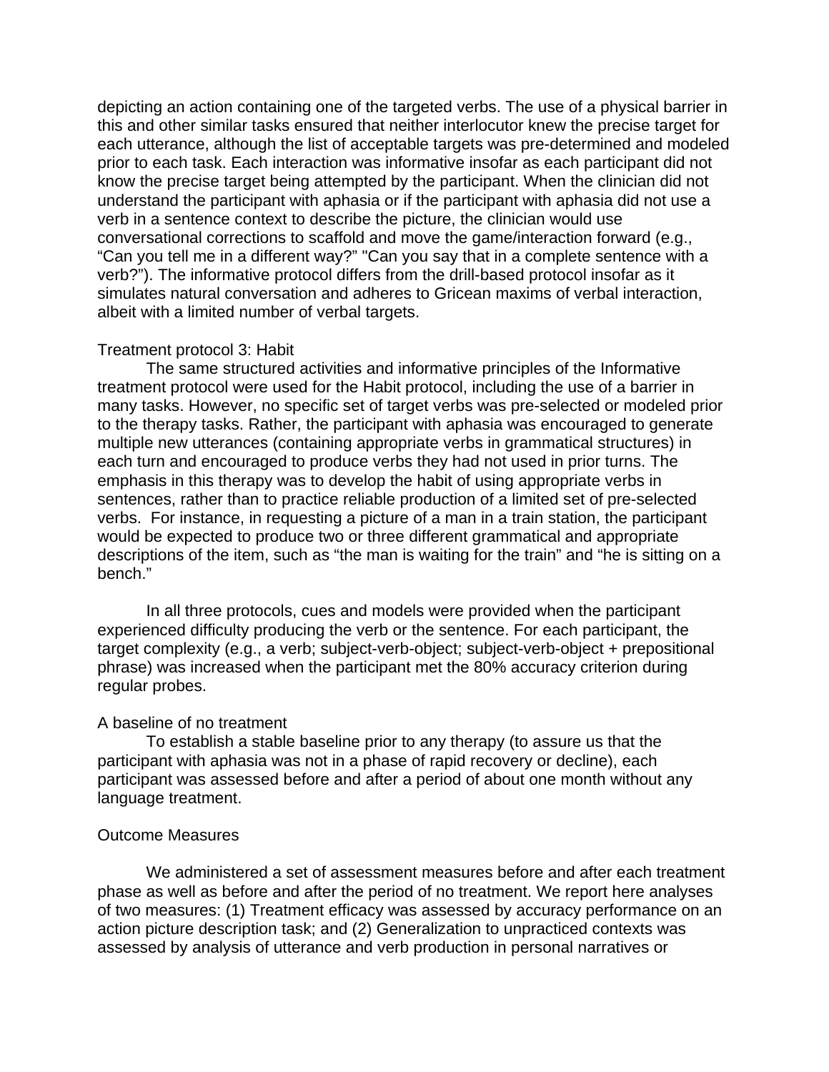depicting an action containing one of the targeted verbs. The use of a physical barrier in this and other similar tasks ensured that neither interlocutor knew the precise target for each utterance, although the list of acceptable targets was pre-determined and modeled prior to each task. Each interaction was informative insofar as each participant did not know the precise target being attempted by the participant. When the clinician did not understand the participant with aphasia or if the participant with aphasia did not use a verb in a sentence context to describe the picture, the clinician would use conversational corrections to scaffold and move the game/interaction forward (e.g., “Can you tell me in a different way?” "Can you say that in a complete sentence with a verb?”). The informative protocol differs from the drill-based protocol insofar as it simulates natural conversation and adheres to Gricean maxims of verbal interaction, albeit with a limited number of verbal targets.

### Treatment protocol 3: Habit

The same structured activities and informative principles of the Informative treatment protocol were used for the Habit protocol, including the use of a barrier in many tasks. However, no specific set of target verbs was pre-selected or modeled prior to the therapy tasks. Rather, the participant with aphasia was encouraged to generate multiple new utterances (containing appropriate verbs in grammatical structures) in each turn and encouraged to produce verbs they had not used in prior turns. The emphasis in this therapy was to develop the habit of using appropriate verbs in sentences, rather than to practice reliable production of a limited set of pre-selected verbs. For instance, in requesting a picture of a man in a train station, the participant would be expected to produce two or three different grammatical and appropriate descriptions of the item, such as “the man is waiting for the train” and “he is sitting on a bench.”

In all three protocols, cues and models were provided when the participant experienced difficulty producing the verb or the sentence. For each participant, the target complexity (e.g., a verb; subject-verb-object; subject-verb-object + prepositional phrase) was increased when the participant met the 80% accuracy criterion during regular probes.

### A baseline of no treatment

To establish a stable baseline prior to any therapy (to assure us that the participant with aphasia was not in a phase of rapid recovery or decline), each participant was assessed before and after a period of about one month without any language treatment.

### Outcome Measures

We administered a set of assessment measures before and after each treatment phase as well as before and after the period of no treatment. We report here analyses of two measures: (1) Treatment efficacy was assessed by accuracy performance on an action picture description task; and (2) Generalization to unpracticed contexts was assessed by analysis of utterance and verb production in personal narratives or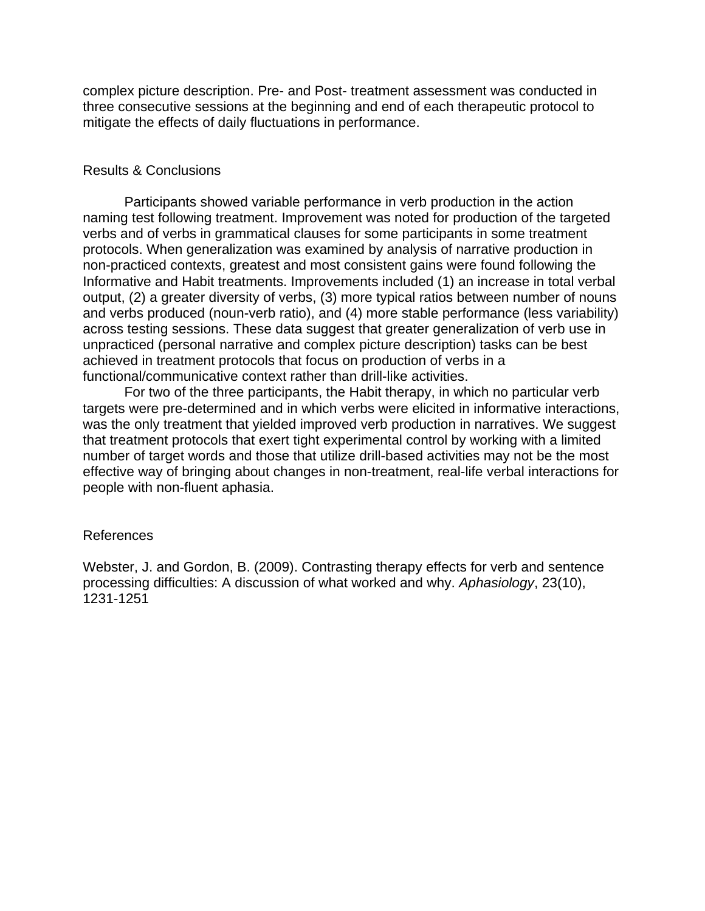complex picture description. Pre- and Post- treatment assessment was conducted in three consecutive sessions at the beginning and end of each therapeutic protocol to mitigate the effects of daily fluctuations in performance.

## Results & Conclusions

Participants showed variable performance in verb production in the action naming test following treatment. Improvement was noted for production of the targeted verbs and of verbs in grammatical clauses for some participants in some treatment protocols. When generalization was examined by analysis of narrative production in non-practiced contexts, greatest and most consistent gains were found following the Informative and Habit treatments. Improvements included (1) an increase in total verbal output, (2) a greater diversity of verbs, (3) more typical ratios between number of nouns and verbs produced (noun-verb ratio), and (4) more stable performance (less variability) across testing sessions. These data suggest that greater generalization of verb use in unpracticed (personal narrative and complex picture description) tasks can be best achieved in treatment protocols that focus on production of verbs in a functional/communicative context rather than drill-like activities.

For two of the three participants, the Habit therapy, in which no particular verb targets were pre-determined and in which verbs were elicited in informative interactions, was the only treatment that yielded improved verb production in narratives. We suggest that treatment protocols that exert tight experimental control by working with a limited number of target words and those that utilize drill-based activities may not be the most effective way of bringing about changes in non-treatment, real-life verbal interactions for people with non-fluent aphasia.

## References

Webster, J. and Gordon, B. (2009). Contrasting therapy effects for verb and sentence processing difficulties: A discussion of what worked and why. *Aphasiology*, 23(10), 1231-1251